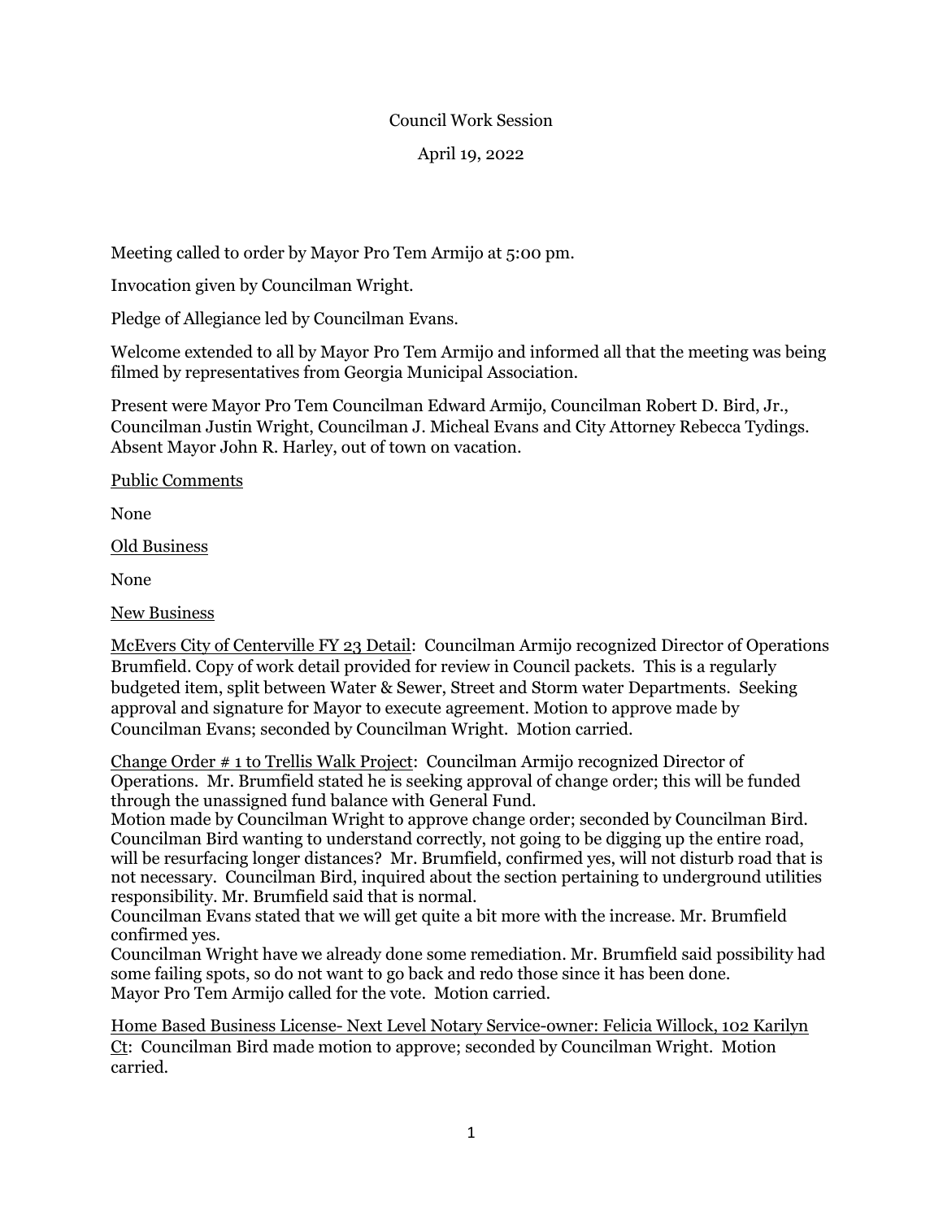Council Work Session

April 19, 2022

Meeting called to order by Mayor Pro Tem Armijo at 5:00 pm.

Invocation given by Councilman Wright.

Pledge of Allegiance led by Councilman Evans.

Welcome extended to all by Mayor Pro Tem Armijo and informed all that the meeting was being filmed by representatives from Georgia Municipal Association.

Present were Mayor Pro Tem Councilman Edward Armijo, Councilman Robert D. Bird, Jr., Councilman Justin Wright, Councilman J. Micheal Evans and City Attorney Rebecca Tydings. Absent Mayor John R. Harley, out of town on vacation.

Public Comments

None

Old Business

None

New Business

McEvers City of Centerville FY 23 Detail: Councilman Armijo recognized Director of Operations Brumfield. Copy of work detail provided for review in Council packets. This is a regularly budgeted item, split between Water & Sewer, Street and Storm water Departments. Seeking approval and signature for Mayor to execute agreement. Motion to approve made by Councilman Evans; seconded by Councilman Wright. Motion carried.

Change Order # 1 to Trellis Walk Project: Councilman Armijo recognized Director of Operations. Mr. Brumfield stated he is seeking approval of change order; this will be funded through the unassigned fund balance with General Fund.
Motion made by Councilman Wright to approve change order; seconded by Councilman Bird. Councilman Bird wanting to understand correctly, not going to be digging up the entire road, will be resurfacing longer distances? Mr. Brumfield, confirmed yes, will not disturb road that is not necessary. Councilman Bird, inquired about the section pertaining to underground utilities responsibility. Mr. Brumfield said that is normal.
Councilman Evans stated that we will get quite a bit more with the increase. Mr. Brumfield confirmed yes.
Councilman Wright have we already done some remediation. Mr. Brumfield said possibility had some failing spots, so do not want to go back and redo those since it has been done.
Mayor Pro Tem Armijo called for the vote. Motion carried.

Home Based Business License- Next Level Notary Service-owner: Felicia Willock, 102 Karilyn Ct: Councilman Bird made motion to approve; seconded by Councilman Wright. Motion carried.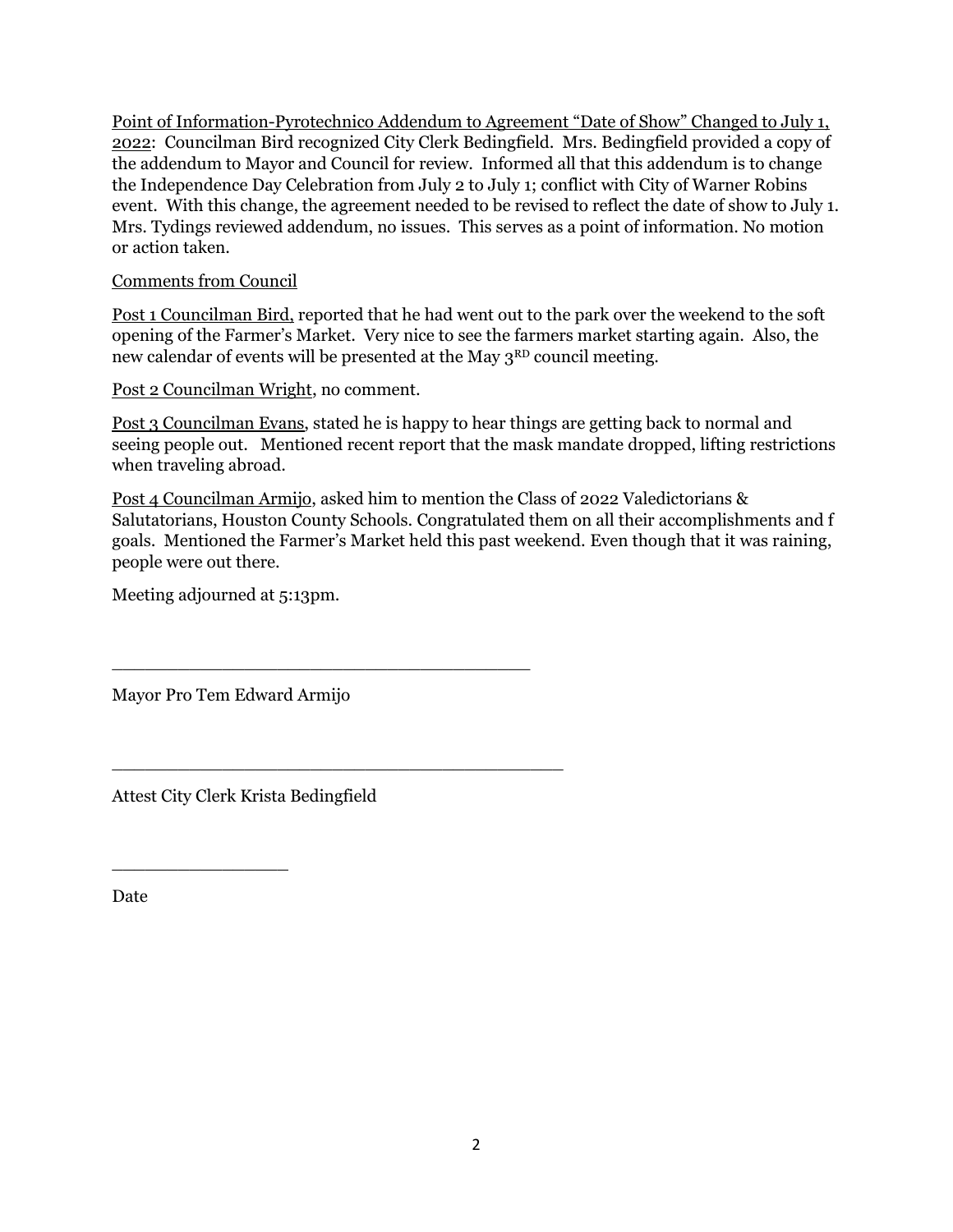Point of Information-Pyrotechnico Addendum to Agreement "Date of Show" Changed to July 1, 2022: Councilman Bird recognized City Clerk Bedingfield. Mrs. Bedingfield provided a copy of the addendum to Mayor and Council for review. Informed all that this addendum is to change the Independence Day Celebration from July 2 to July 1; conflict with City of Warner Robins event. With this change, the agreement needed to be revised to reflect the date of show to July 1. Mrs. Tydings reviewed addendum, no issues. This serves as a point of information. No motion or action taken.

Comments from Council

Post 1 Councilman Bird, reported that he had went out to the park over the weekend to the soft opening of the Farmer's Market. Very nice to see the farmers market starting again. Also, the new calendar of events will be presented at the May 3RD council meeting.

Post 2 Councilman Wright, no comment.

Post 3 Councilman Evans, stated he is happy to hear things are getting back to normal and seeing people out. Mentioned recent report that the mask mandate dropped, lifting restrictions when traveling abroad.

Post 4 Councilman Armijo, asked him to mention the Class of 2022 Valedictorians & Salutatorians, Houston County Schools. Congratulated them on all their accomplishments and f goals. Mentioned the Farmer's Market held this past weekend. Even though that it was raining, people were out there.

Meeting adjourned at 5:13pm.

\_\_\_\_\_\_\_\_\_\_\_\_\_\_\_\_\_\_\_\_\_\_\_\_\_\_\_\_\_\_\_\_\_\_\_\_\_\_\_\_

Mayor Pro Tem Edward Armijo

\_\_\_\_\_\_\_\_\_\_\_\_\_\_\_\_\_\_\_\_\_\_\_\_\_\_\_\_\_\_\_\_\_\_\_\_\_\_\_\_\_\_\_\_

Attest City Clerk Krista Bedingfield

\_\_\_\_\_\_\_\_\_\_\_\_\_\_\_\_\_

Date